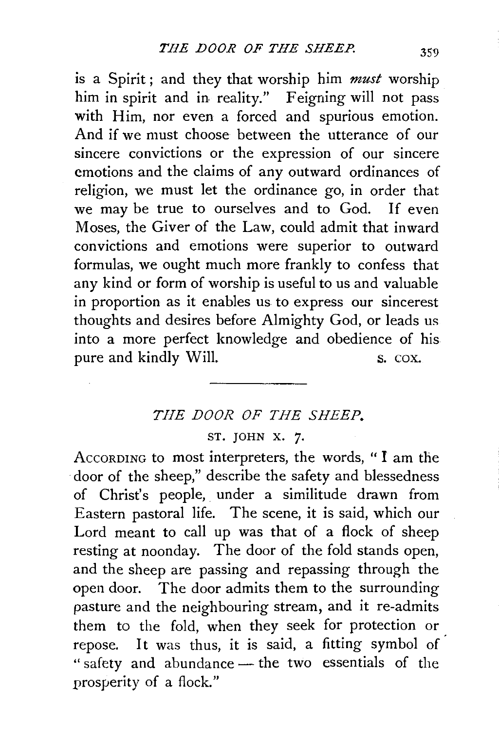is a Spirit; and they that worship him *must* worship him in spirit and in reality." Feigning will not pass with Him, nor even a forced and spurious emotion. And if we must choose between the utterance of our sincere convictions or the expression of our sincere emotions and the claims of any outward ordinances of religion, we must let the ordinance go, in order that we may be true to ourselves and to God. If even Moses, the Giver of the Law, could admit that inward convictions and emotions were superior to outward formulas, we ought much more frankly to confess that any kind or form of worship is useful to us and valuable in proportion as it enables us to express our sincerest thoughts and desires before Almighty God, or leads us into a more perfect knowledge and obedience of his pure and kindly Will.

S. COX.

---

## *THE DOOR OF THE SHEEP.*

ST. JOHN X. 7.

ACCORDING to most interpreters, the words, "I am the door of the sheep," describe the safety and blessedness of Christ's people, under a similitude drawn from Eastern pastoral life. The scene, it is said, which our Lord meant to call up was that of a flock of sheep resting at noonday. The door of the fold stands open, and the sheep are passing and repassing through the open door. The door admits them to the surrounding pasture and the neighbouring stream, and it re-admits them to the fold, when they seek for protection or repose. It was thus, it is said, a fitting symbol of "safety and abundance — the two essentials of the prosperity of a flock."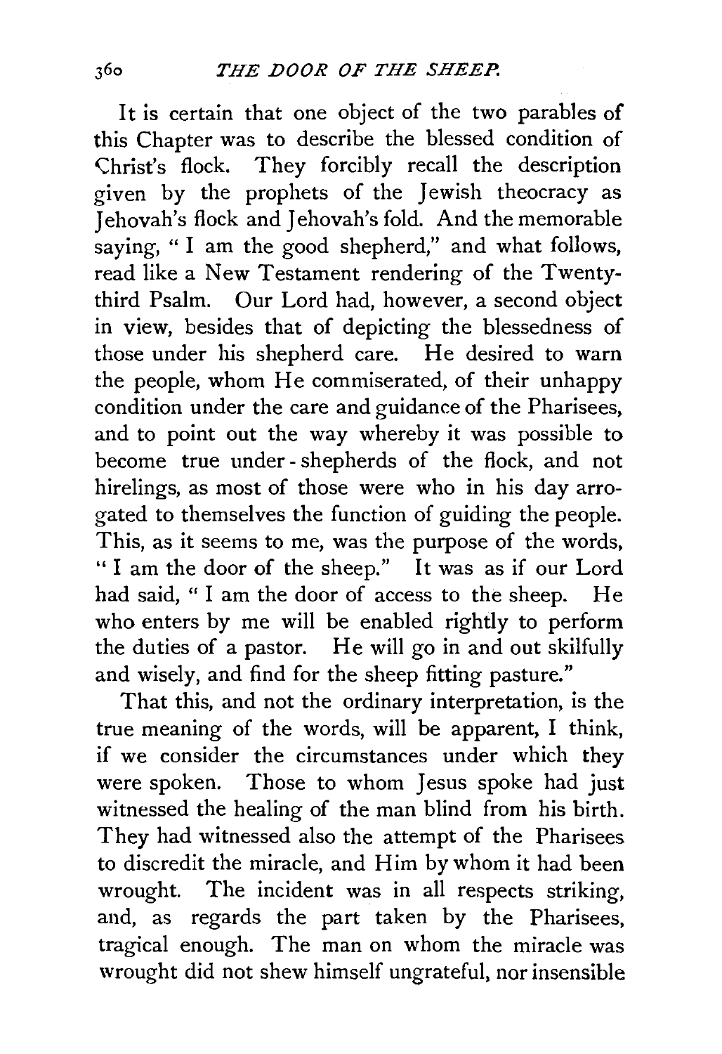It is certain that one object of the two parables of this Chapter was to describe the blessed condition of Christ's flock. They forcibly recall the description given by the prophets of the Jewish theocracy as Jehovah's flock and Jehovah's fold. And the memorable saying, "I am the good shepherd," and what follows, read like a New Testament rendering of the Twenty-third Psalm. Our Lord had, however, a second object in view, besides that of depicting the blessedness of those under his shepherd care. He desired to warn the people, whom He commiserated, of their unhappy condition under the care and guidance of the Pharisees, and to point out the way whereby it was possible to become true under-shepherds of the flock, and not hirelings, as most of those were who in his day arrogated to themselves the function of guiding the people. This, as it seems to me, was the purpose of the words, "I am the door of the sheep." It was as if our Lord had said, "I am the door of access to the sheep. He who enters by me will be enabled rightly to perform the duties of a pastor. He will go in and out skilfully and wisely, and find for the sheep fitting pasture."

That this, and not the ordinary interpretation, is the true meaning of the words, will be apparent, I think, if we consider the circumstances under which they were spoken. Those to whom Jesus spoke had just witnessed the healing of the man blind from his birth. They had witnessed also the attempt of the Pharisees to discredit the miracle, and Him by whom it had been wrought. The incident was in all respects striking, and, as regards the part taken by the Pharisees, tragical enough. The man on whom the miracle was wrought did not shew himself ungrateful, nor insensible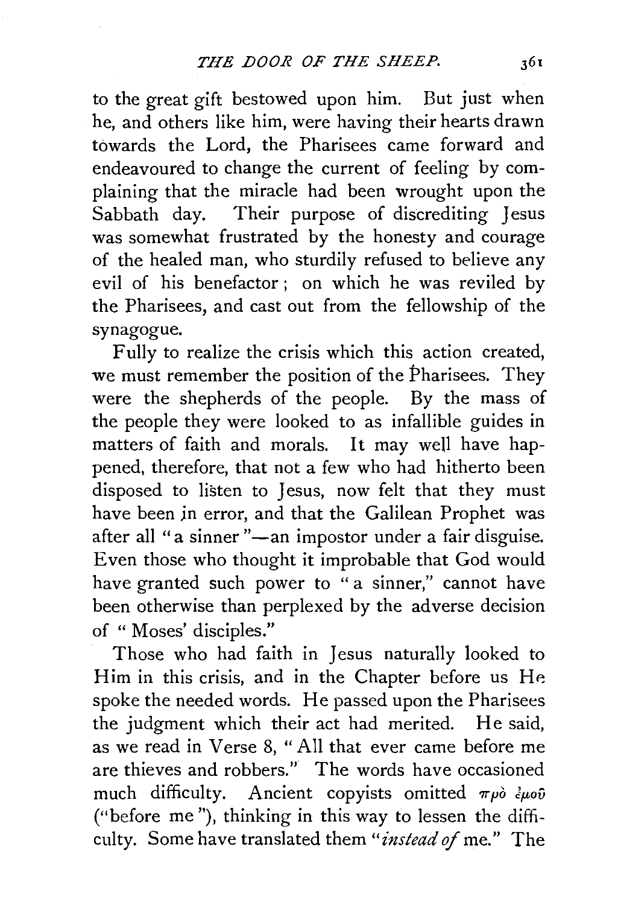to the great gift bestowed upon him. But just when he, and others like him, were having their hearts drawn towards the Lord, the Pharisees came forward and endeavoured to change the current of feeling by complaining that the miracle had been wrought upon the Sabbath day. Their purpose of discrediting Jesus was somewhat frustrated by the honesty and courage of the healed man, who sturdily refused to believe any evil of his benefactor; on which he was reviled by the Pharisees, and cast out from the fellowship of the synagogue.

Fully to realize the crisis which this action created, we must remember the position of the Pharisees. They were the shepherds of the people. By the mass of the people they were looked to as infallible guides in matters of faith and morals. It may well have happened, therefore, that not a few who had hitherto been disposed to listen to Jesus, now felt that they must have been in error, and that the Galilean Prophet was after all "a sinner"—an impostor under a fair disguise. Even those who thought it improbable that God would have granted such power to "a sinner," cannot have been otherwise than perplexed by the adverse decision of "Moses' disciples."

Those who had faith in Jesus naturally looked to Him in this crisis, and in the Chapter before us He spoke the needed words. He passed upon the Pharisees the judgment which their act had merited. He said, as we read in Verse 8, "All that ever came before me are thieves and robbers." The words have occasioned much difficulty. Ancient copyists omitted πρὸ ἐμοῦ ("before me"), thinking in this way to lessen the difficulty. Some have translated them "*instead of* me." The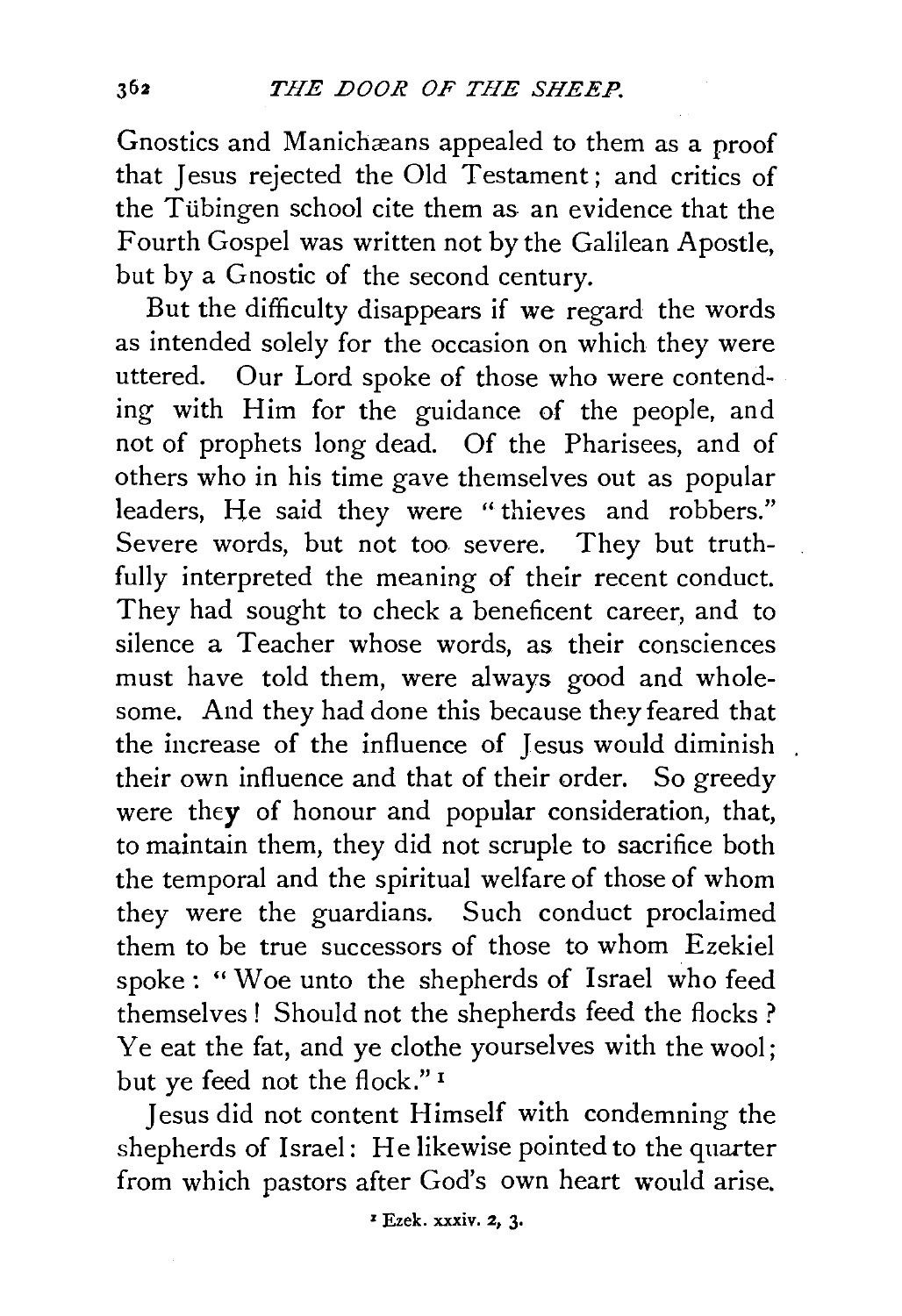Gnostics and Manichæans appealed to them as a proof that Jesus rejected the Old Testament; and critics of the Tübingen school cite them as an evidence that the Fourth Gospel was written not by the Galilean Apostle, but by a Gnostic of the second century.

But the difficulty disappears if we regard the words as intended solely for the occasion on which they were uttered. Our Lord spoke of those who were contending with Him for the guidance of the people, and not of prophets long dead. Of the Pharisees, and of others who in his time gave themselves out as popular leaders, He said they were "thieves and robbers." Severe words, but not too severe. They but truthfully interpreted the meaning of their recent conduct. They had sought to check a beneficent career, and to silence a Teacher whose words, as their consciences must have told them, were always good and wholesome. And they had done this because they feared that the increase of the influence of Jesus would diminish their own influence and that of their order. So greedy were they of honour and popular consideration, that, to maintain them, they did not scruple to sacrifice both the temporal and the spiritual welfare of those of whom they were the guardians. Such conduct proclaimed them to be true successors of those to whom Ezekiel spoke: "Woe unto the shepherds of Israel who feed themselves! Should not the shepherds feed the flocks? Ye eat the fat, and ye clothe yourselves with the wool; but ye feed not the flock."[1]

Jesus did not content Himself with condemning the shepherds of Israel: He likewise pointed to the quarter from which pastors after God's own heart would arise.

[1] Ezek. xxxiv. 2, 3.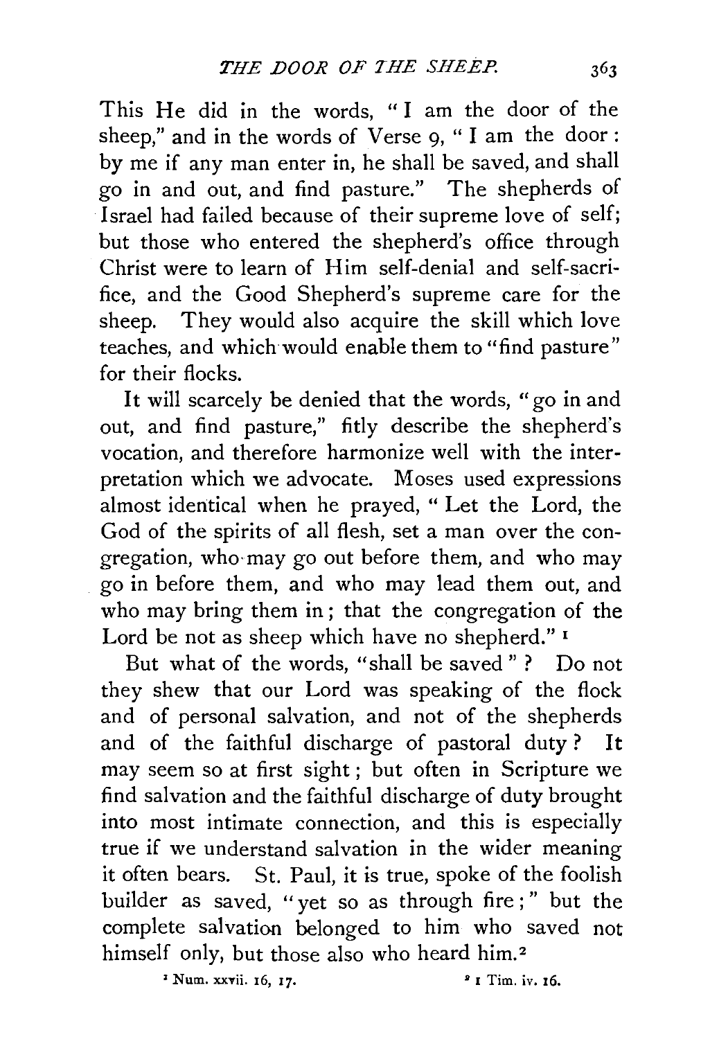This He did in the words, "I am the door of the sheep," and in the words of Verse 9, "I am the door: by me if any man enter in, he shall be saved, and shall go in and out, and find pasture." The shepherds of Israel had failed because of their supreme love of self; but those who entered the shepherd's office through Christ were to learn of Him self-denial and self-sacrifice, and the Good Shepherd's supreme care for the sheep. They would also acquire the skill which love teaches, and which would enable them to "find pasture" for their flocks.

It will scarcely be denied that the words, "go in and out, and find pasture," fitly describe the shepherd's vocation, and therefore harmonize well with the interpretation which we advocate. Moses used expressions almost identical when he prayed, "Let the Lord, the God of the spirits of all flesh, set a man over the congregation, who may go out before them, and who may go in before them, and who may lead them out, and who may bring them in; that the congregation of the Lord be not as sheep which have no shepherd." [1]

But what of the words, "shall be saved"? Do not they shew that our Lord was speaking of the flock and of personal salvation, and not of the shepherds and of the faithful discharge of pastoral duty? It may seem so at first sight; but often in Scripture we find salvation and the faithful discharge of duty brought into most intimate connection, and this is especially true if we understand salvation in the wider meaning it often bears. St. Paul, it is true, spoke of the foolish builder as saved, "yet so as through fire;" but the complete salvation belonged to him who saved not himself only, but those also who heard him.[2]

[1] Num. xxvii. 16, 17.

[2] 1 Tim. iv. 16.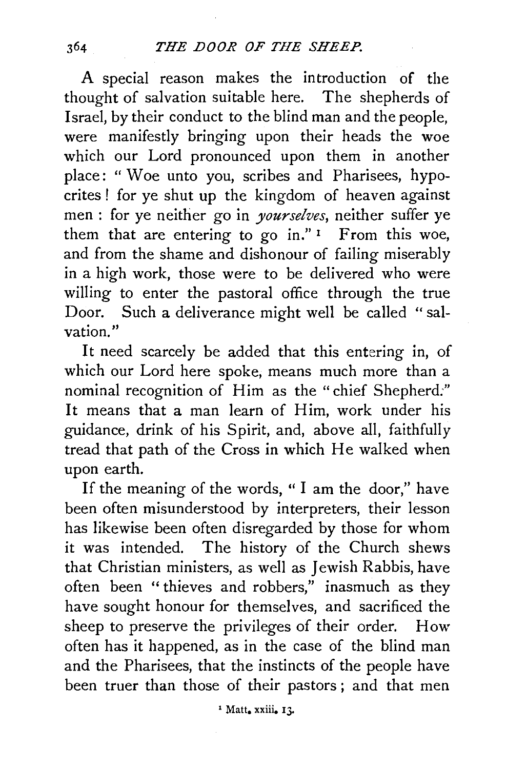A special reason makes the introduction of the thought of salvation suitable here. The shepherds of Israel, by their conduct to the blind man and the people, were manifestly bringing upon their heads the woe which our Lord pronounced upon them in another place: "Woe unto you, scribes and Pharisees, hypocrites! for ye shut up the kingdom of heaven against men: for ye neither go in *yourselves*, neither suffer ye them that are entering to go in."[1] From this woe, and from the shame and dishonour of failing miserably in a high work, those were to be delivered who were willing to enter the pastoral office through the true Door. Such a deliverance might well be called "salvation."

It need scarcely be added that this entering in, of which our Lord here spoke, means much more than a nominal recognition of Him as the "chief Shepherd." It means that a man learn of Him, work under his guidance, drink of his Spirit, and, above all, faithfully tread that path of the Cross in which He walked when upon earth.

If the meaning of the words, "I am the door," have been often misunderstood by interpreters, their lesson has likewise been often disregarded by those for whom it was intended. The history of the Church shews that Christian ministers, as well as Jewish Rabbis, have often been "thieves and robbers," inasmuch as they have sought honour for themselves, and sacrificed the sheep to preserve the privileges of their order. How often has it happened, as in the case of the blind man and the Pharisees, that the instincts of the people have been truer than those of their pastors; and that men

[1] Matt. xxiii. 13.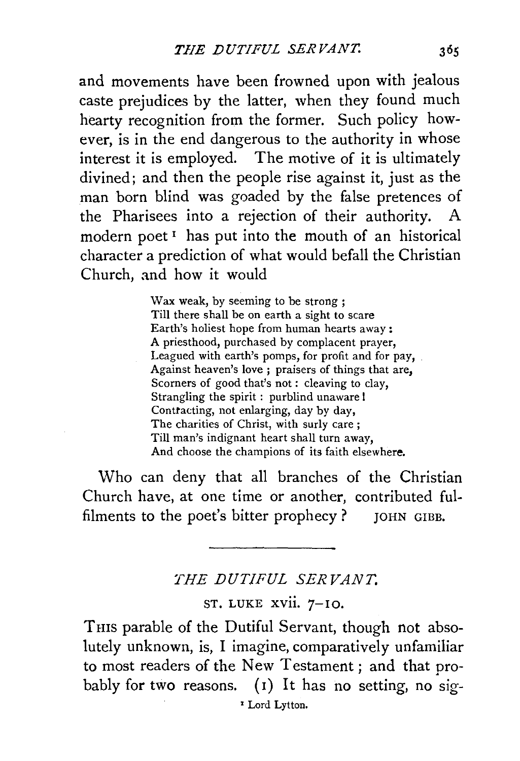and movements have been frowned upon with jealous caste prejudices by the latter, when they found much hearty recognition from the former. Such policy however, is in the end dangerous to the authority in whose interest it is employed. The motive of it is ultimately divined; and then the people rise against it, just as the man born blind was goaded by the false pretences of the Pharisees into a rejection of their authority. A modern poet[1] has put into the mouth of an historical character a prediction of what would befall the Christian Church, and how it would

> Wax weak, by seeming to be strong ;
> Till there shall be on earth a sight to scare
> Earth's holiest hope from human hearts away :
> A priesthood, purchased by complacent prayer,
> Leagued with earth's pomps, for profit and for pay,
> Against heaven's love ; praisers of things that are,
> Scorners of good that's not : cleaving to clay,
> Strangling the spirit : purblind unaware !
> Contracting, not enlarging, day by day,
> The charities of Christ, with surly care ;
> Till man's indignant heart shall turn away,
> And choose the champions of its faith elsewhere.

Who can deny that all branches of the Christian Church have, at one time or another, contributed fulfilments to the poet's bitter prophecy? JOHN GIBB.

---

## *THE DUTIFUL SERVANT.*

ST. LUKE xvii. 7–10.

THIS parable of the Dutiful Servant, though not absolutely unknown, is, I imagine, comparatively unfamiliar to most readers of the New Testament; and that probably for two reasons. (1) It has no setting, no sig-

[1] Lord Lytton.